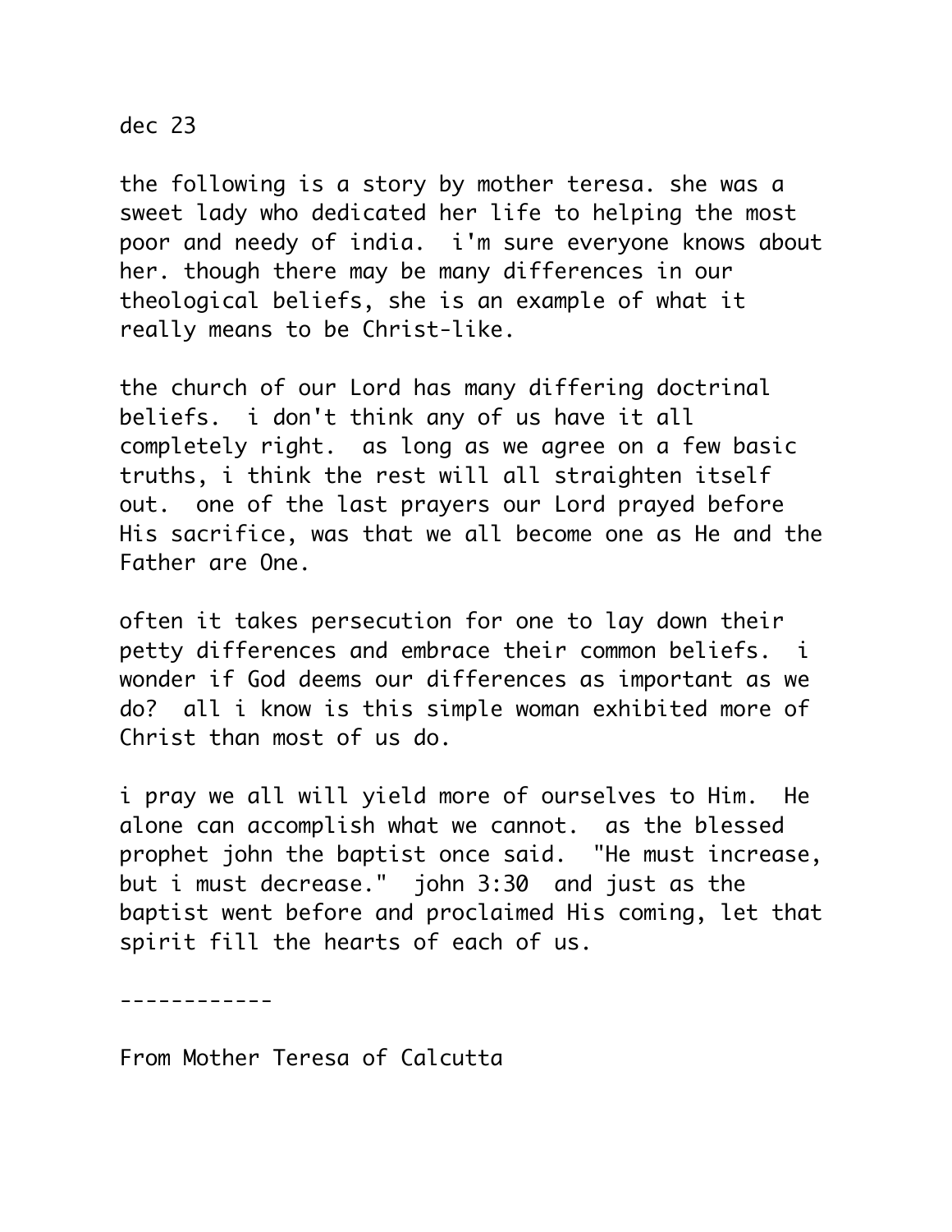dec 23

the following is a story by mother teresa. she was a sweet lady who dedicated her life to helping the most poor and needy of india.  i'm sure everyone knows about her. though there may be many differences in our theological beliefs, she is an example of what it really means to be Christ-like.

the church of our Lord has many differing doctrinal beliefs.  i don't think any of us have it all completely right.  as long as we agree on a few basic truths, i think the rest will all straighten itself out.  one of the last prayers our Lord prayed before His sacrifice, was that we all become one as He and the Father are One.

often it takes persecution for one to lay down their petty differences and embrace their common beliefs.  i wonder if God deems our differences as important as we do?  all i know is this simple woman exhibited more of Christ than most of us do.

i pray we all will yield more of ourselves to Him.  He alone can accomplish what we cannot.  as the blessed prophet john the baptist once said.  "He must increase, but i must decrease."  john 3:30  and just as the baptist went before and proclaimed His coming, let that spirit fill the hearts of each of us.

------------

From Mother Teresa of Calcutta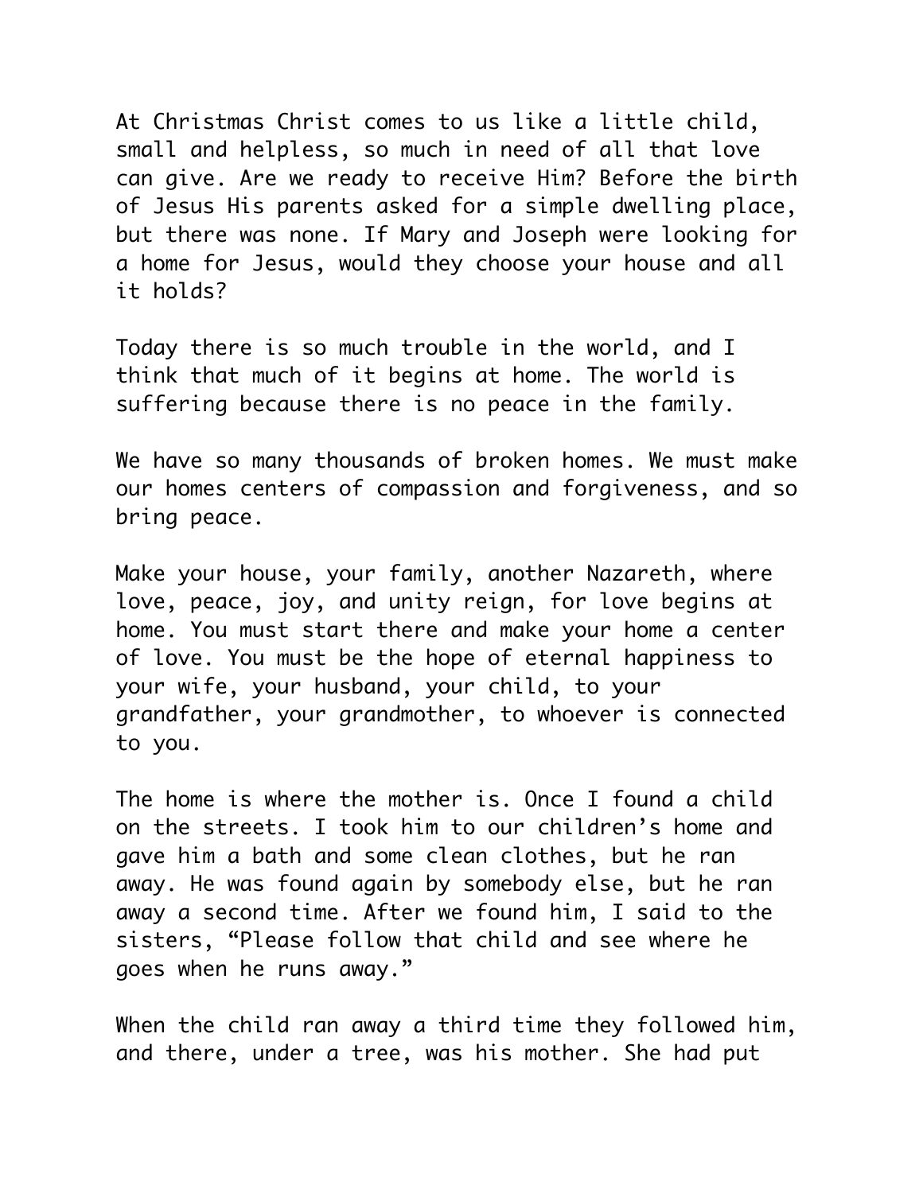At Christmas Christ comes to us like a little child, small and helpless, so much in need of all that love can give. Are we ready to receive Him? Before the birth of Jesus His parents asked for a simple dwelling place, but there was none. If Mary and Joseph were looking for a home for Jesus, would they choose your house and all it holds?

Today there is so much trouble in the world, and I think that much of it begins at home. The world is suffering because there is no peace in the family.

We have so many thousands of broken homes. We must make our homes centers of compassion and forgiveness, and so bring peace.

Make your house, your family, another Nazareth, where love, peace, joy, and unity reign, for love begins at home. You must start there and make your home a center of love. You must be the hope of eternal happiness to your wife, your husband, your child, to your grandfather, your grandmother, to whoever is connected to you.

The home is where the mother is. Once I found a child on the streets. I took him to our children's home and gave him a bath and some clean clothes, but he ran away. He was found again by somebody else, but he ran away a second time. After we found him, I said to the sisters, "Please follow that child and see where he goes when he runs away."

When the child ran away a third time they followed him, and there, under a tree, was his mother. She had put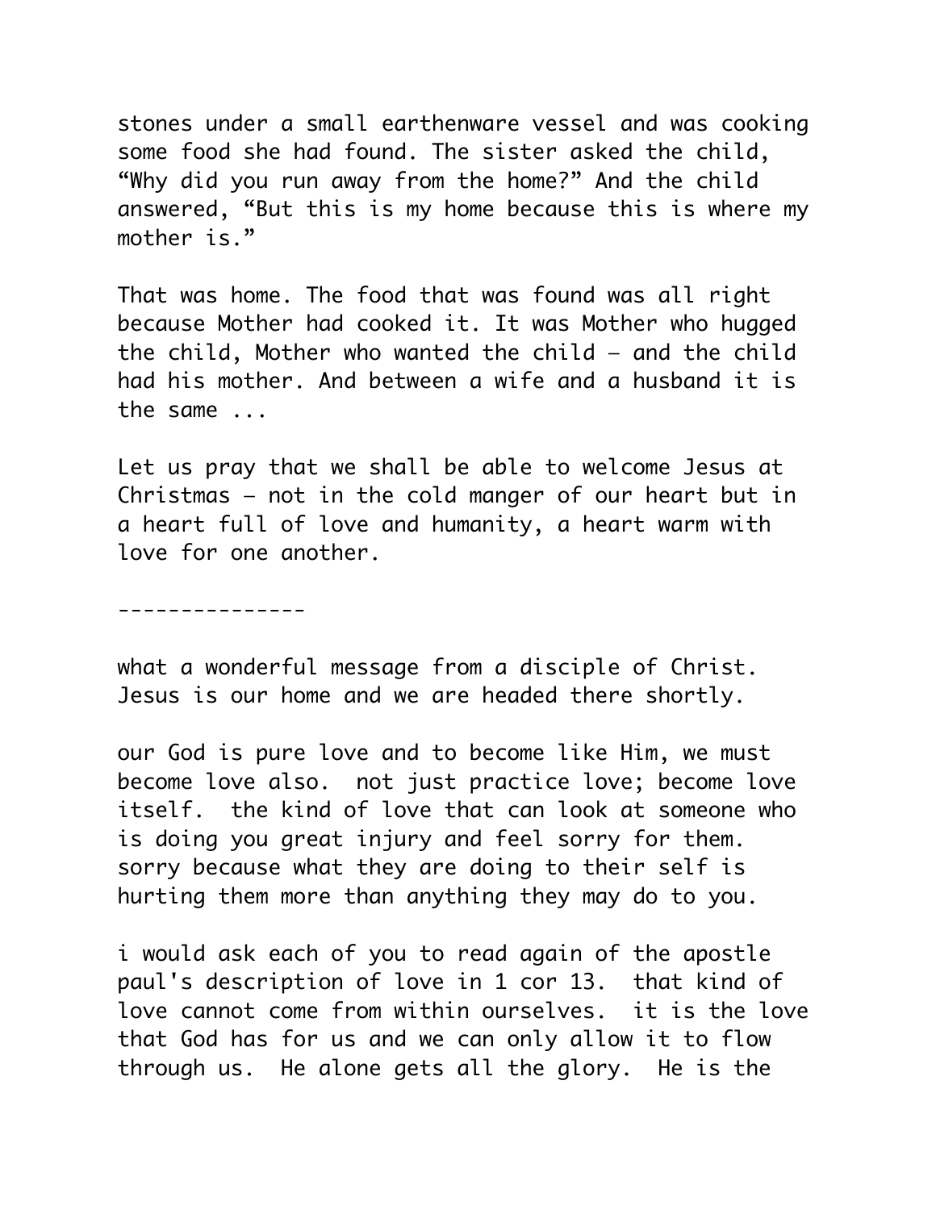stones under a small earthenware vessel and was cooking some food she had found. The sister asked the child, “Why did you run away from the home?” And the child answered, “But this is my home because this is where my mother is.”

That was home. The food that was found was all right because Mother had cooked it. It was Mother who hugged the child, Mother who wanted the child – and the child had his mother. And between a wife and a husband it is the same ...

Let us pray that we shall be able to welcome Jesus at Christmas – not in the cold manger of our heart but in a heart full of love and humanity, a heart warm with love for one another.

---------------

what a wonderful message from a disciple of Christ. Jesus is our home and we are headed there shortly.

our God is pure love and to become like Him, we must become love also.  not just practice love; become love itself.  the kind of love that can look at someone who is doing you great injury and feel sorry for them. sorry because what they are doing to their self is hurting them more than anything they may do to you.

i would ask each of you to read again of the apostle paul's description of love in 1 cor 13.  that kind of love cannot come from within ourselves.  it is the love that God has for us and we can only allow it to flow through us.  He alone gets all the glory.  He is the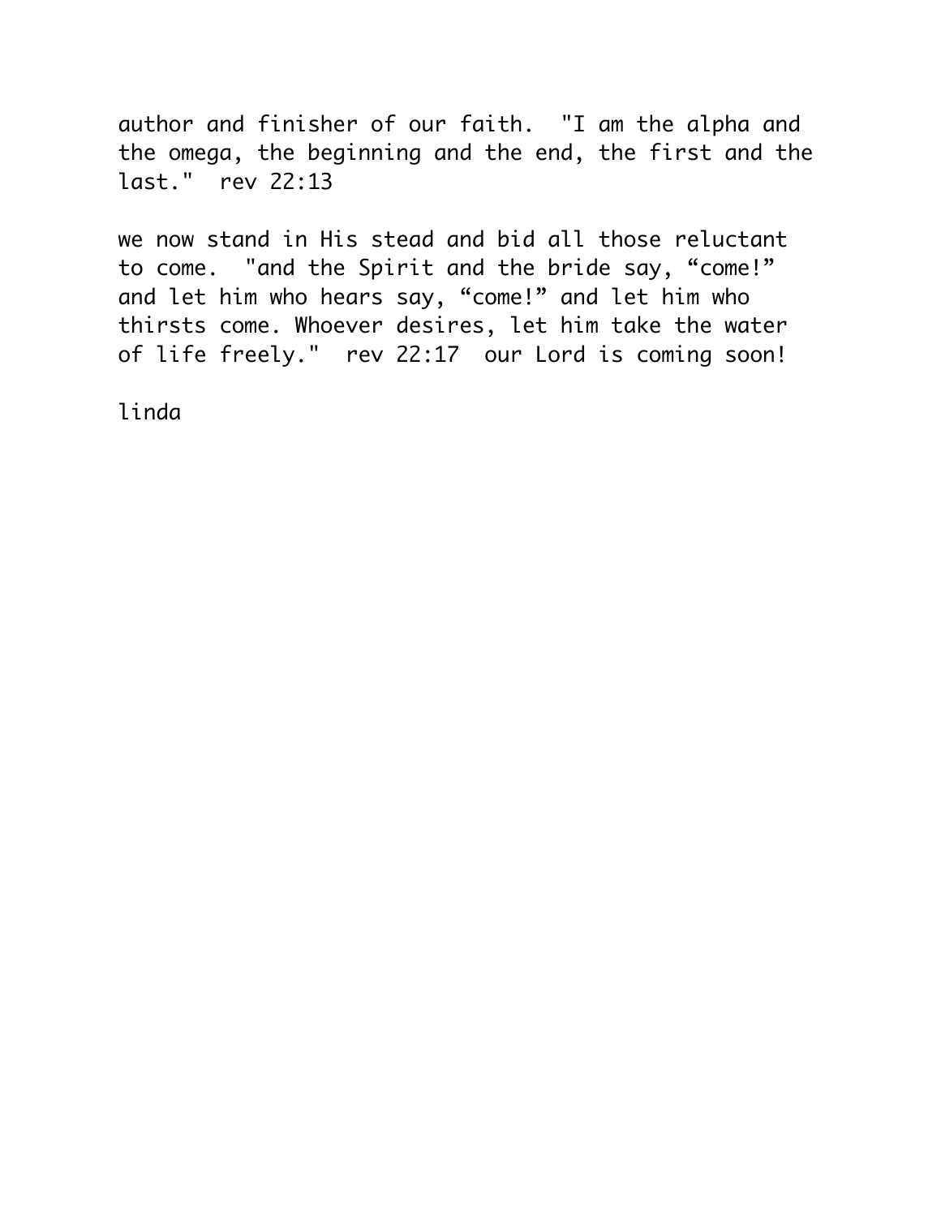author and finisher of our faith.  "I am the alpha and the omega, the beginning and the end, the first and the last."  rev 22:13

we now stand in His stead and bid all those reluctant to come.  "and the Spirit and the bride say, “come!” and let him who hears say, “come!” and let him who thirsts come. Whoever desires, let him take the water of life freely."  rev 22:17  our Lord is coming soon!

linda